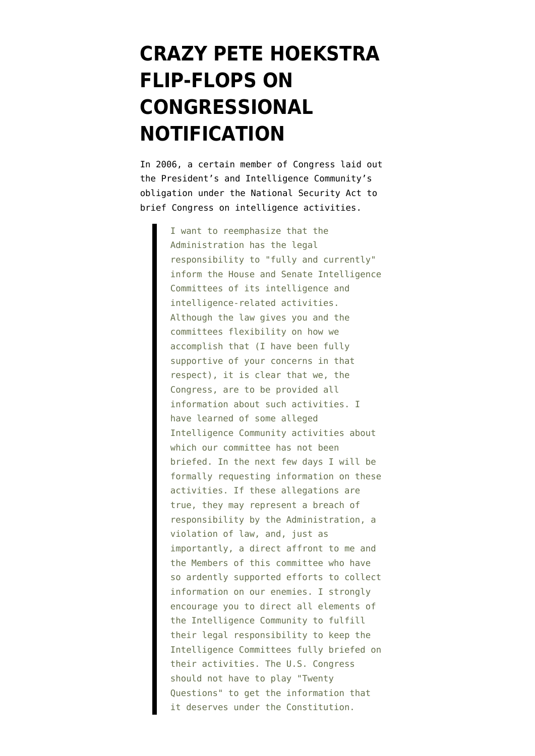# CRAZY PETE HOEKSTRA FLIP-FLOPS ON CONGRESSIONAL NOTIFICATION

In 2006, a certain member of Congress laid out the President's and Intelligence Community's obligation under the National Security Act to brief Congress on intelligence activities.

> I want to reemphasize that the Administration has the legal responsibility to "fully and currently" inform the House and Senate Intelligence Committees of its intelligence and intelligence-related activities. Although the law gives you and the committees flexibility on how we accomplish that (I have been fully supportive of your concerns in that respect), it is clear that we, the Congress, are to be provided all information about such activities. I have learned of some alleged Intelligence Community activities about which our committee has not been briefed. In the next few days I will be formally requesting information on these activities. If these allegations are true, they may represent a breach of responsibility by the Administration, a violation of law, and, just as importantly, a direct affront to me and the Members of this committee who have so ardently supported efforts to collect information on our enemies. I strongly encourage you to direct all elements of the Intelligence Community to fulfill their legal responsibility to keep the Intelligence Committees fully briefed on their activities. The U.S. Congress should not have to play "Twenty Questions" to get the information that it deserves under the Constitution.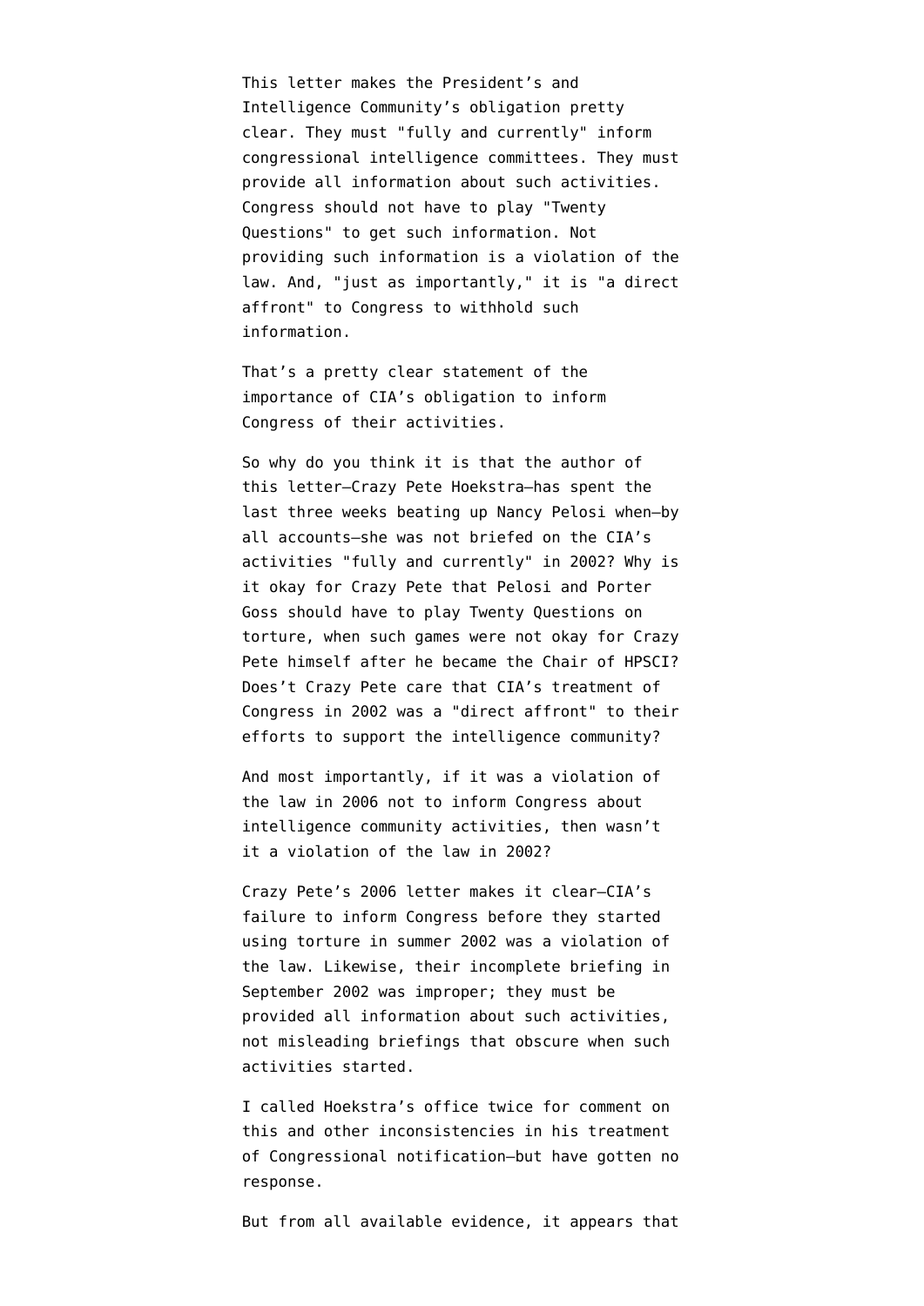This letter makes the President's and Intelligence Community's obligation pretty clear. They must "fully and currently" inform congressional intelligence committees. They must provide all information about such activities. Congress should not have to play "Twenty Questions" to get such information. Not providing such information is a violation of the law. And, "just as importantly," it is "a direct affront" to Congress to withhold such information.

That's a pretty clear statement of the importance of CIA's obligation to inform Congress of their activities.

So why do you think it is that the author of this letter—Crazy Pete Hoekstra—has spent the last three weeks beating up Nancy Pelosi when—by all accounts—she was not briefed on the CIA's activities "fully and currently" in 2002? Why is it okay for Crazy Pete that Pelosi and Porter Goss should have to play Twenty Questions on torture, when such games were not okay for Crazy Pete himself after he became the Chair of HPSCI? Does't Crazy Pete care that CIA's treatment of Congress in 2002 was a "direct affront" to their efforts to support the intelligence community?

And most importantly, if it was a violation of the law in 2006 not to inform Congress about intelligence community activities, then wasn't it a violation of the law in 2002?

Crazy Pete's 2006 letter makes it clear—CIA's failure to inform Congress before they started using torture in summer 2002 was a violation of the law. Likewise, their incomplete briefing in September 2002 was improper; they must be provided all information about such activities, not misleading briefings that obscure when such activities started.

I called Hoekstra's office twice for comment on this and other inconsistencies in his treatment of Congressional notification—but have gotten no response.

But from all available evidence, it appears that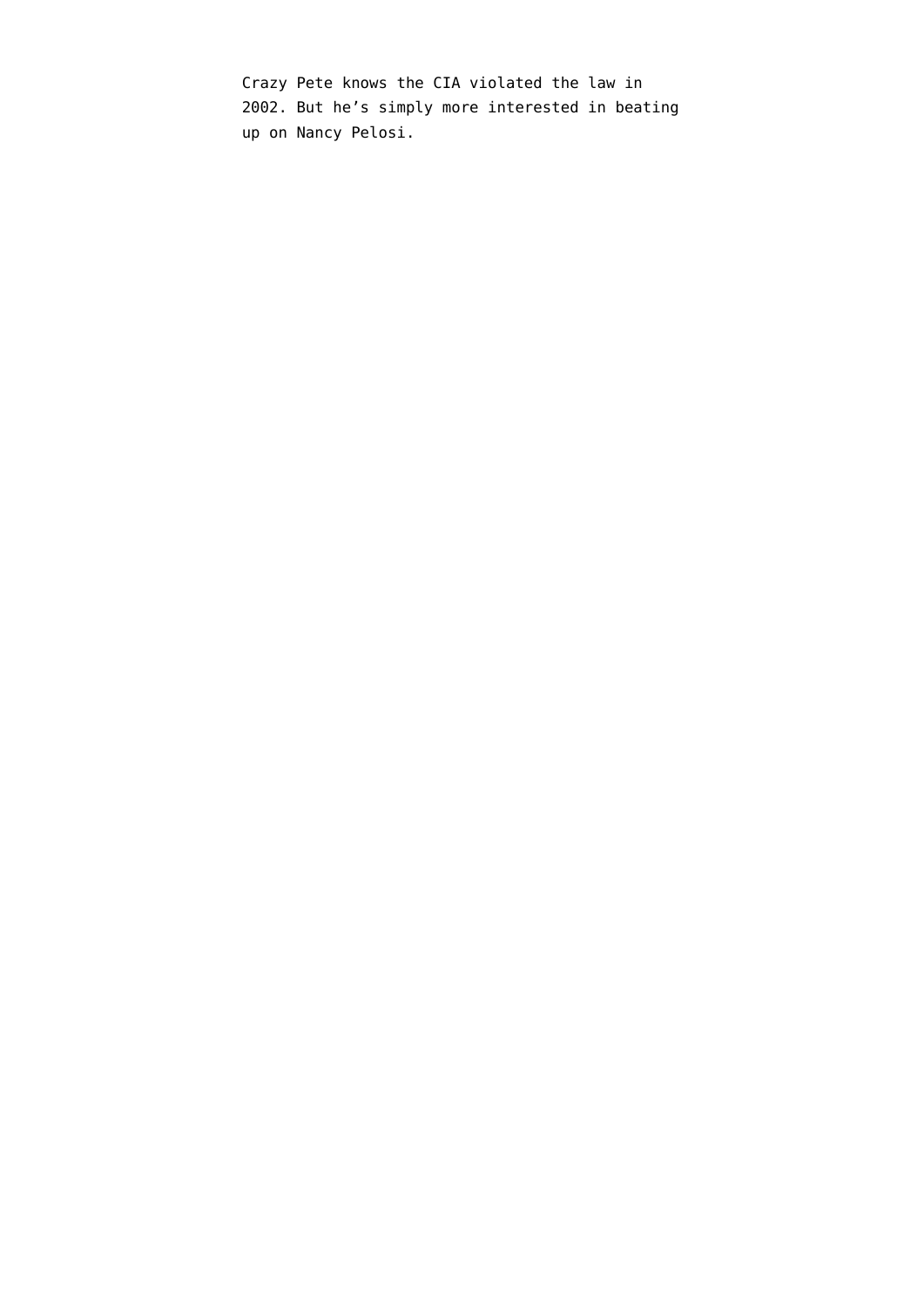Crazy Pete knows the CIA violated the law in 2002. But he’s simply more interested in beating up on Nancy Pelosi.